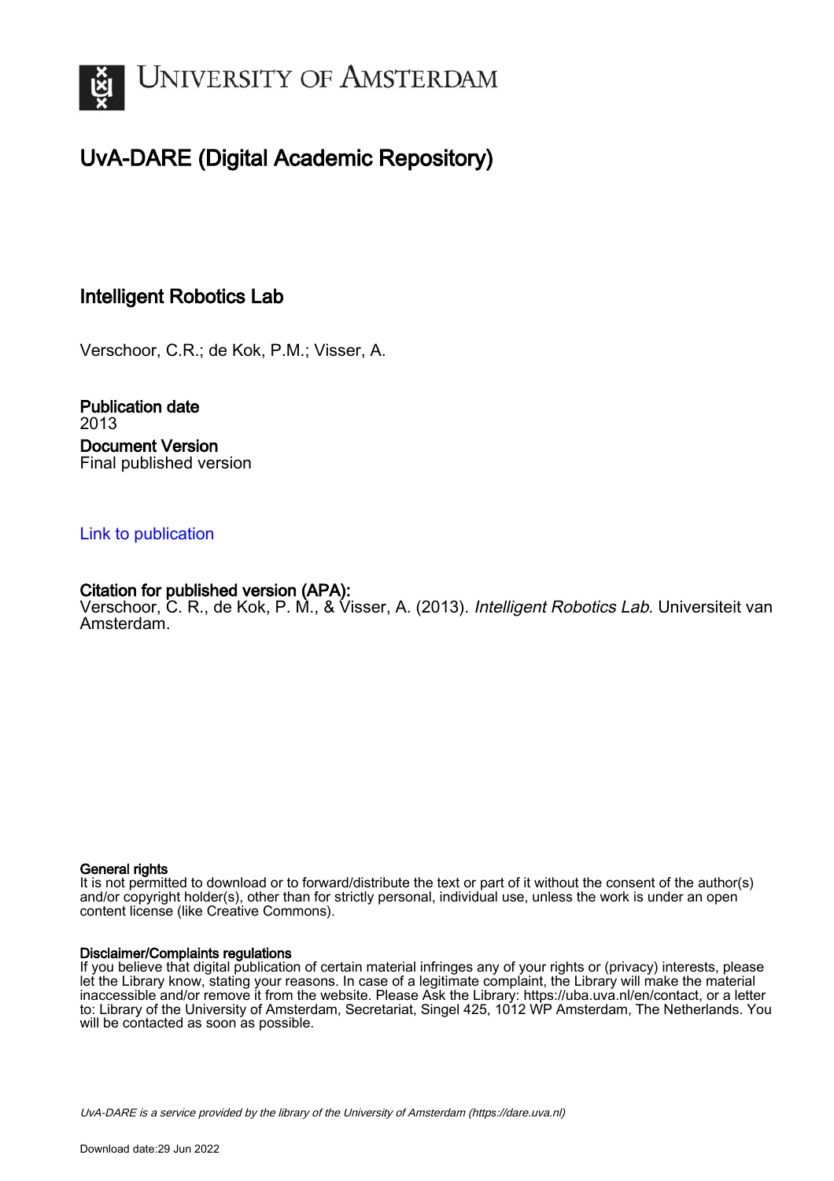# University of Amsterdam

## UvA-DARE (Digital Academic Repository)

### Intelligent Robotics Lab

Verschoor, C.R.; de Kok, P.M.; Visser, A.

**Publication date**
2013

**Document Version**
Final published version

[Link to publication]

**Citation for published version (APA):**
Verschoor, C. R., de Kok, P. M., & Visser, A. (2013). *Intelligent Robotics Lab*. Universiteit van Amsterdam.

**General rights**
It is not permitted to download or to forward/distribute the text or part of it without the consent of the author(s) and/or copyright holder(s), other than for strictly personal, individual use, unless the work is under an open content license (like Creative Commons).

**Disclaimer/Complaints regulations**
If you believe that digital publication of certain material infringes any of your rights or (privacy) interests, please let the Library know, stating your reasons. In case of a legitimate complaint, the Library will make the material inaccessible and/or remove it from the website. Please Ask the Library: https://uba.uva.nl/en/contact, or a letter to: Library of the University of Amsterdam, Secretariat, Singel 425, 1012 WP Amsterdam, The Netherlands. You will be contacted as soon as possible.

*UvA-DARE is a service provided by the library of the University of Amsterdam (https://dare.uva.nl)*

Download date:29 Jun 2022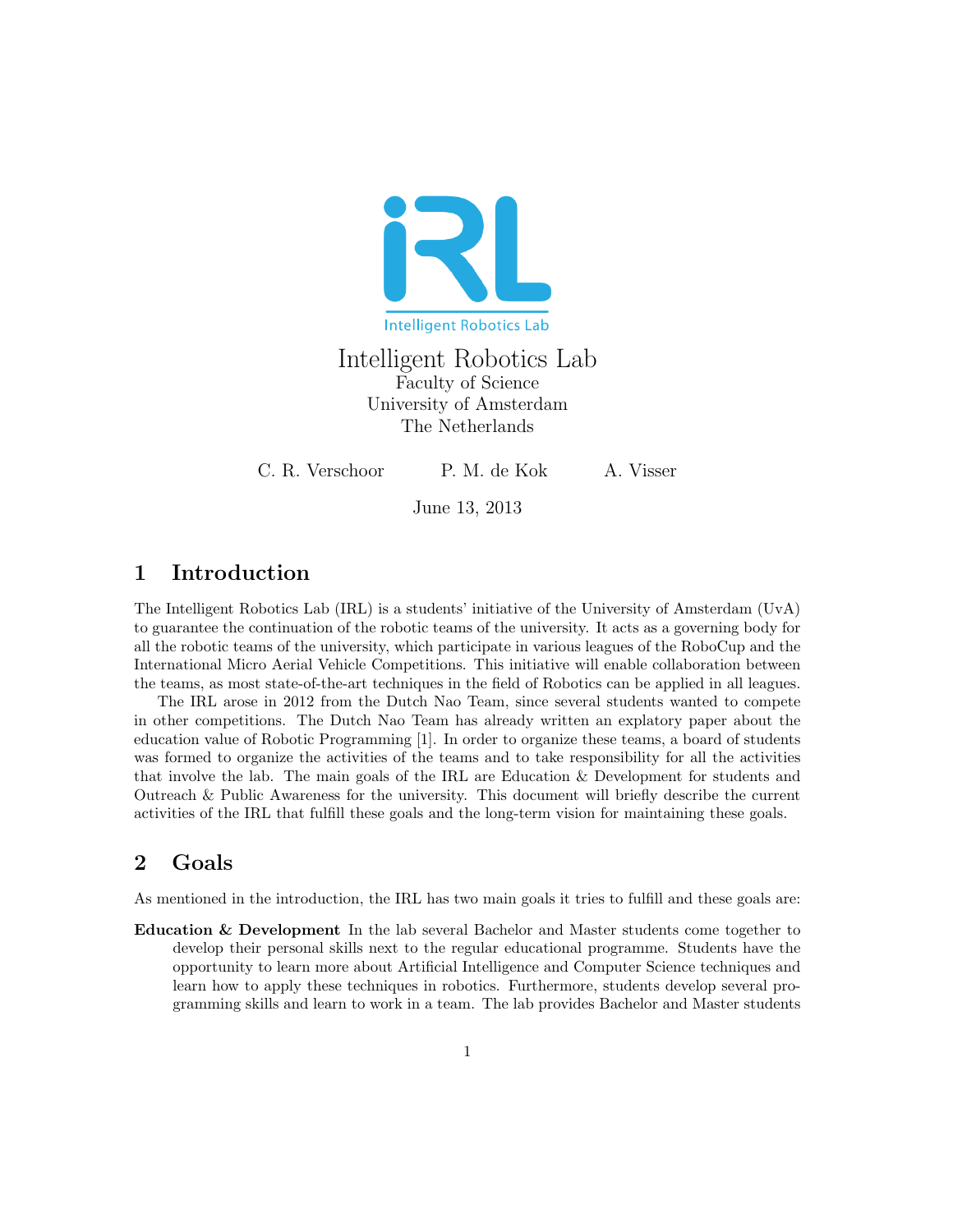Intelligent Robotics Lab
Faculty of Science
University of Amsterdam
The Netherlands

C. R. Verschoor  P. M. de Kok  A. Visser

June 13, 2013

## 1 Introduction

The Intelligent Robotics Lab (IRL) is a students' initiative of the University of Amsterdam (UvA) to guarantee the continuation of the robotic teams of the university. It acts as a governing body for all the robotic teams of the university, which participate in various leagues of the RoboCup and the International Micro Aerial Vehicle Competitions. This initiative will enable collaboration between the teams, as most state-of-the-art techniques in the field of Robotics can be applied in all leagues.

The IRL arose in 2012 from the Dutch Nao Team, since several students wanted to compete in other competitions. The Dutch Nao Team has already written an explatory paper about the education value of Robotic Programming [1]. In order to organize these teams, a board of students was formed to organize the activities of the teams and to take responsibility for all the activities that involve the lab. The main goals of the IRL are Education & Development for students and Outreach & Public Awareness for the university. This document will briefly describe the current activities of the IRL that fulfill these goals and the long-term vision for maintaining these goals.

## 2 Goals

As mentioned in the introduction, the IRL has two main goals it tries to fulfill and these goals are:

**Education & Development** In the lab several Bachelor and Master students come together to develop their personal skills next to the regular educational programme. Students have the opportunity to learn more about Artificial Intelligence and Computer Science techniques and learn how to apply these techniques in robotics. Furthermore, students develop several programming skills and learn to work in a team. The lab provides Bachelor and Master students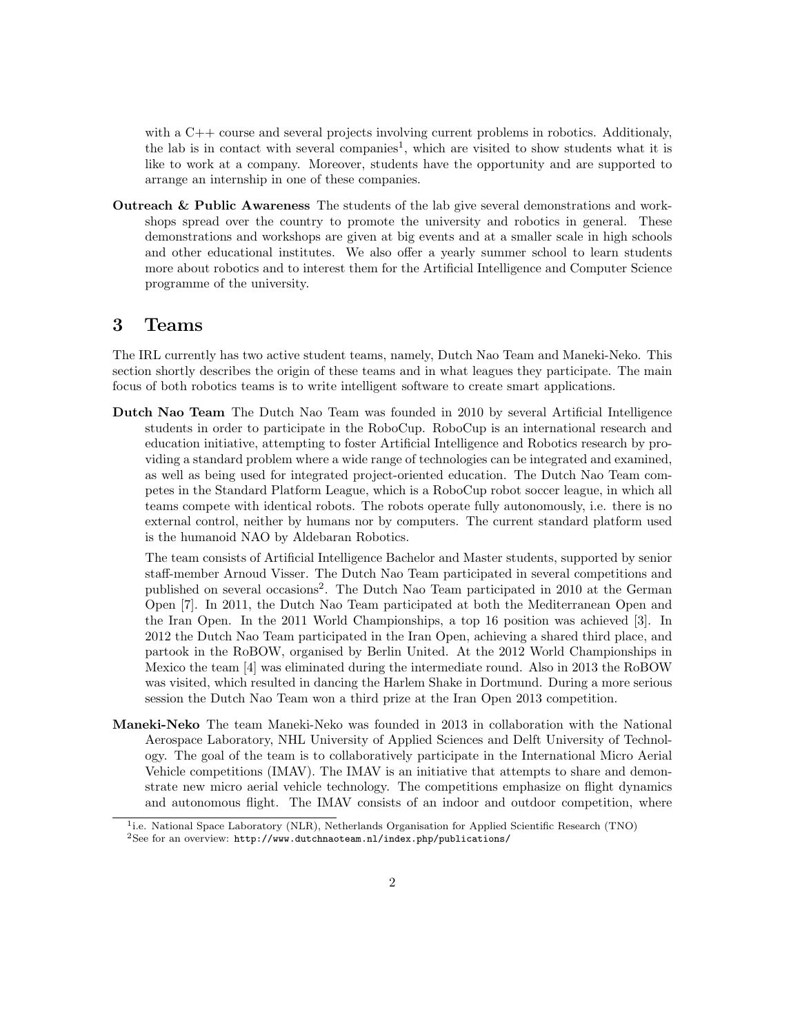with a C++ course and several projects involving current problems in robotics. Additionaly, the lab is in contact with several companies[1], which are visited to show students what it is like to work at a company. Moreover, students have the opportunity and are supported to arrange an internship in one of these companies.

**Outreach & Public Awareness** The students of the lab give several demonstrations and workshops spread over the country to promote the university and robotics in general. These demonstrations and workshops are given at big events and at a smaller scale in high schools and other educational institutes. We also offer a yearly summer school to learn students more about robotics and to interest them for the Artificial Intelligence and Computer Science programme of the university.

## 3 Teams

The IRL currently has two active student teams, namely, Dutch Nao Team and Maneki-Neko. This section shortly describes the origin of these teams and in what leagues they participate. The main focus of both robotics teams is to write intelligent software to create smart applications.

**Dutch Nao Team** The Dutch Nao Team was founded in 2010 by several Artificial Intelligence students in order to participate in the RoboCup. RoboCup is an international research and education initiative, attempting to foster Artificial Intelligence and Robotics research by providing a standard problem where a wide range of technologies can be integrated and examined, as well as being used for integrated project-oriented education. The Dutch Nao Team competes in the Standard Platform League, which is a RoboCup robot soccer league, in which all teams compete with identical robots. The robots operate fully autonomously, i.e. there is no external control, neither by humans nor by computers. The current standard platform used is the humanoid NAO by Aldebaran Robotics.

The team consists of Artificial Intelligence Bachelor and Master students, supported by senior staff-member Arnoud Visser. The Dutch Nao Team participated in several competitions and published on several occasions[2]. The Dutch Nao Team participated in 2010 at the German Open [7]. In 2011, the Dutch Nao Team participated at both the Mediterranean Open and the Iran Open. In the 2011 World Championships, a top 16 position was achieved [3]. In 2012 the Dutch Nao Team participated in the Iran Open, achieving a shared third place, and partook in the RoBOW, organised by Berlin United. At the 2012 World Championships in Mexico the team [4] was eliminated during the intermediate round. Also in 2013 the RoBOW was visited, which resulted in dancing the Harlem Shake in Dortmund. During a more serious session the Dutch Nao Team won a third prize at the Iran Open 2013 competition.

**Maneki-Neko** The team Maneki-Neko was founded in 2013 in collaboration with the National Aerospace Laboratory, NHL University of Applied Sciences and Delft University of Technology. The goal of the team is to collaboratively participate in the International Micro Aerial Vehicle competitions (IMAV). The IMAV is an initiative that attempts to share and demonstrate new micro aerial vehicle technology. The competitions emphasize on flight dynamics and autonomous flight. The IMAV consists of an indoor and outdoor competition, where

[1] i.e. National Space Laboratory (NLR), Netherlands Organisation for Applied Scientific Research (TNO)

[2] See for an overview: http://www.dutchnaoteam.nl/index.php/publications/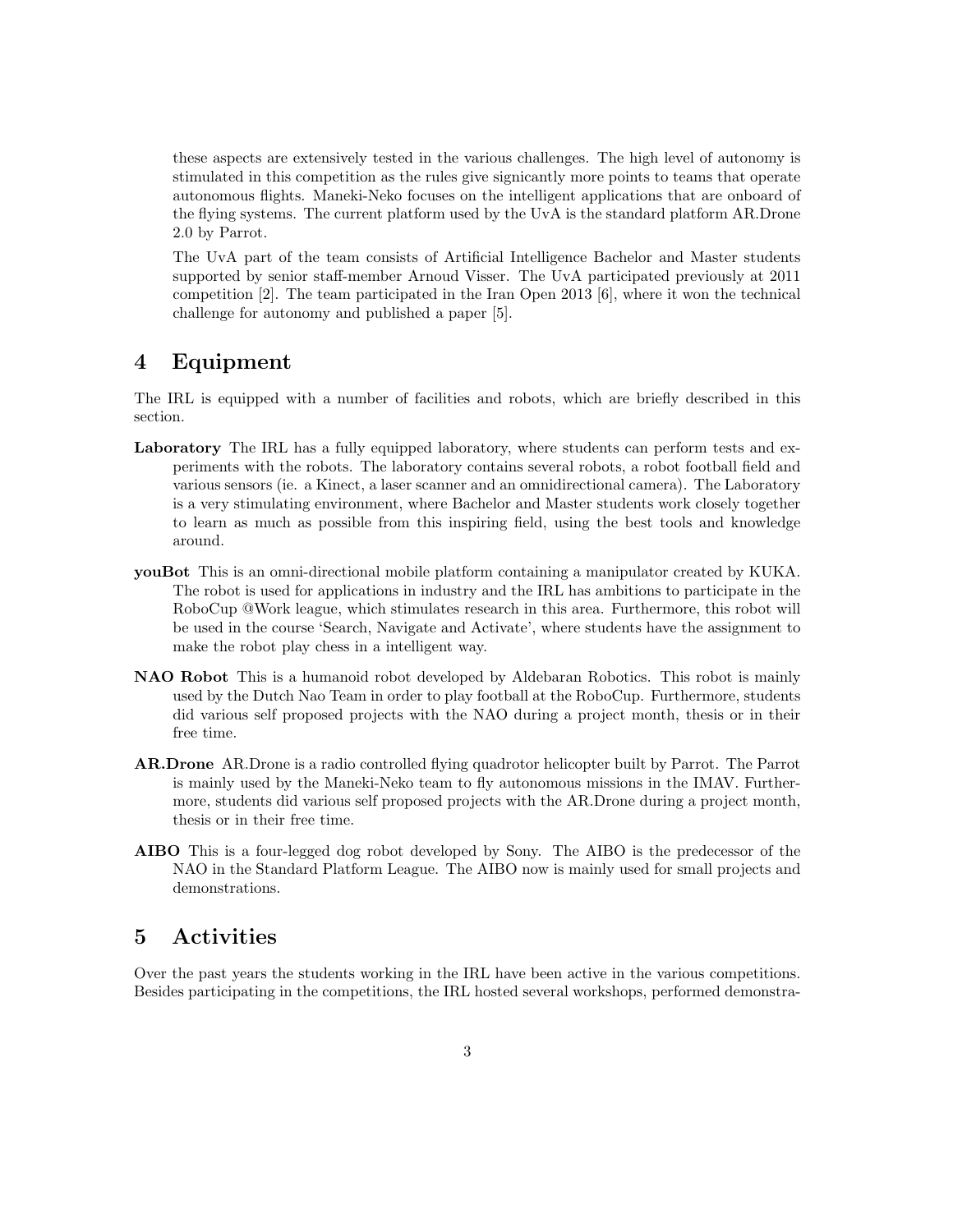these aspects are extensively tested in the various challenges. The high level of autonomy is stimulated in this competition as the rules give signicantly more points to teams that operate autonomous flights. Maneki-Neko focuses on the intelligent applications that are onboard of the flying systems. The current platform used by the UvA is the standard platform AR.Drone 2.0 by Parrot.

The UvA part of the team consists of Artificial Intelligence Bachelor and Master students supported by senior staff-member Arnoud Visser. The UvA participated previously at 2011 competition [2]. The team participated in the Iran Open 2013 [6], where it won the technical challenge for autonomy and published a paper [5].

## 4 Equipment

The IRL is equipped with a number of facilities and robots, which are briefly described in this section.

**Laboratory** The IRL has a fully equipped laboratory, where students can perform tests and experiments with the robots. The laboratory contains several robots, a robot football field and various sensors (ie. a Kinect, a laser scanner and an omnidirectional camera). The Laboratory is a very stimulating environment, where Bachelor and Master students work closely together to learn as much as possible from this inspiring field, using the best tools and knowledge around.

**youBot** This is an omni-directional mobile platform containing a manipulator created by KUKA. The robot is used for applications in industry and the IRL has ambitions to participate in the RoboCup @Work league, which stimulates research in this area. Furthermore, this robot will be used in the course 'Search, Navigate and Activate', where students have the assignment to make the robot play chess in a intelligent way.

**NAO Robot** This is a humanoid robot developed by Aldebaran Robotics. This robot is mainly used by the Dutch Nao Team in order to play football at the RoboCup. Furthermore, students did various self proposed projects with the NAO during a project month, thesis or in their free time.

**AR.Drone** AR.Drone is a radio controlled flying quadrotor helicopter built by Parrot. The Parrot is mainly used by the Maneki-Neko team to fly autonomous missions in the IMAV. Furthermore, students did various self proposed projects with the AR.Drone during a project month, thesis or in their free time.

**AIBO** This is a four-legged dog robot developed by Sony. The AIBO is the predecessor of the NAO in the Standard Platform League. The AIBO now is mainly used for small projects and demonstrations.

## 5 Activities

Over the past years the students working in the IRL have been active in the various competitions. Besides participating in the competitions, the IRL hosted several workshops, performed demonstra-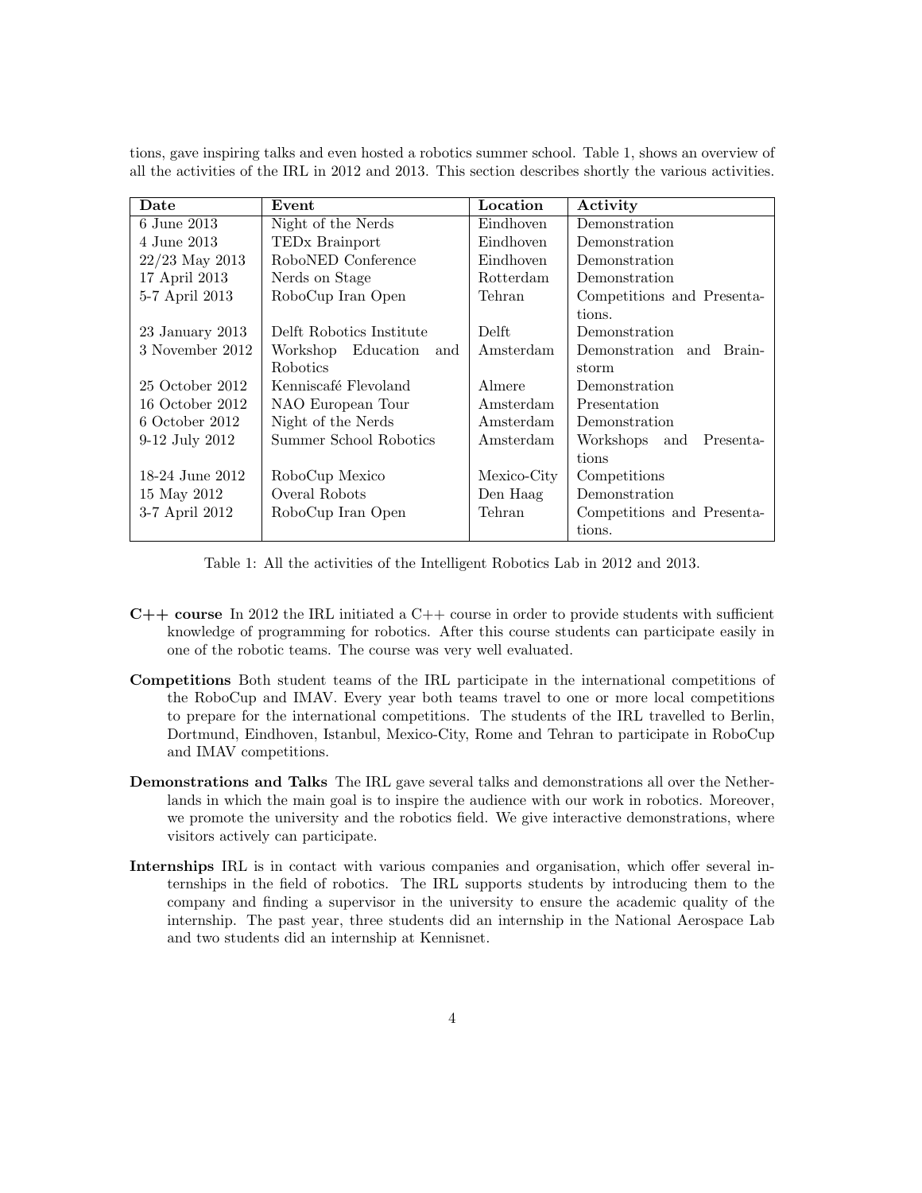tions, gave inspiring talks and even hosted a robotics summer school. Table 1, shows an overview of all the activities of the IRL in 2012 and 2013. This section describes shortly the various activities.

| Date | Event | Location | Activity |
|---|---|---|---|
| 6 June 2013 | Night of the Nerds | Eindhoven | Demonstration |
| 4 June 2013 | TEDx Brainport | Eindhoven | Demonstration |
| 22/23 May 2013 | RoboNED Conference | Eindhoven | Demonstration |
| 17 April 2013 | Nerds on Stage | Rotterdam | Demonstration |
| 5-7 April 2013 | RoboCup Iran Open | Tehran | Competitions and Presentations. |
| 23 January 2013 | Delft Robotics Institute | Delft | Demonstration |
| 3 November 2012 | Workshop Education and Robotics | Amsterdam | Demonstration and Brainstorm |
| 25 October 2012 | Kenniscafé Flevoland | Almere | Demonstration |
| 16 October 2012 | NAO European Tour | Amsterdam | Presentation |
| 6 October 2012 | Night of the Nerds | Amsterdam | Demonstration |
| 9-12 July 2012 | Summer School Robotics | Amsterdam | Workshops and Presentations |
| 18-24 June 2012 | RoboCup Mexico | Mexico-City | Competitions |
| 15 May 2012 | Overal Robots | Den Haag | Demonstration |
| 3-7 April 2012 | RoboCup Iran Open | Tehran | Competitions and Presentations. |

Table 1: All the activities of the Intelligent Robotics Lab in 2012 and 2013.

**C++ course** In 2012 the IRL initiated a C++ course in order to provide students with sufficient knowledge of programming for robotics. After this course students can participate easily in one of the robotic teams. The course was very well evaluated.

**Competitions** Both student teams of the IRL participate in the international competitions of the RoboCup and IMAV. Every year both teams travel to one or more local competitions to prepare for the international competitions. The students of the IRL travelled to Berlin, Dortmund, Eindhoven, Istanbul, Mexico-City, Rome and Tehran to participate in RoboCup and IMAV competitions.

**Demonstrations and Talks** The IRL gave several talks and demonstrations all over the Netherlands in which the main goal is to inspire the audience with our work in robotics. Moreover, we promote the university and the robotics field. We give interactive demonstrations, where visitors actively can participate.

**Internships** IRL is in contact with various companies and organisation, which offer several internships in the field of robotics. The IRL supports students by introducing them to the company and finding a supervisor in the university to ensure the academic quality of the internship. The past year, three students did an internship in the National Aerospace Lab and two students did an internship at Kennisnet.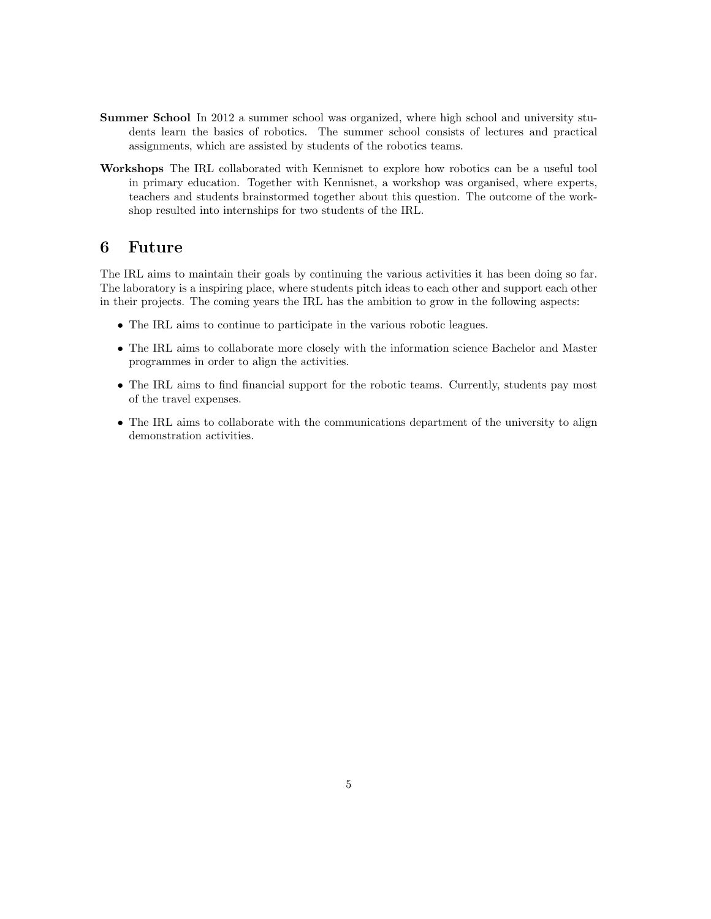**Summer School** In 2012 a summer school was organized, where high school and university students learn the basics of robotics. The summer school consists of lectures and practical assignments, which are assisted by students of the robotics teams.

**Workshops** The IRL collaborated with Kennisnet to explore how robotics can be a useful tool in primary education. Together with Kennisnet, a workshop was organised, where experts, teachers and students brainstormed together about this question. The outcome of the workshop resulted into internships for two students of the IRL.

## 6 Future

The IRL aims to maintain their goals by continuing the various activities it has been doing so far. The laboratory is a inspiring place, where students pitch ideas to each other and support each other in their projects. The coming years the IRL has the ambition to grow in the following aspects:

- The IRL aims to continue to participate in the various robotic leagues.
- The IRL aims to collaborate more closely with the information science Bachelor and Master programmes in order to align the activities.
- The IRL aims to find financial support for the robotic teams. Currently, students pay most of the travel expenses.
- The IRL aims to collaborate with the communications department of the university to align demonstration activities.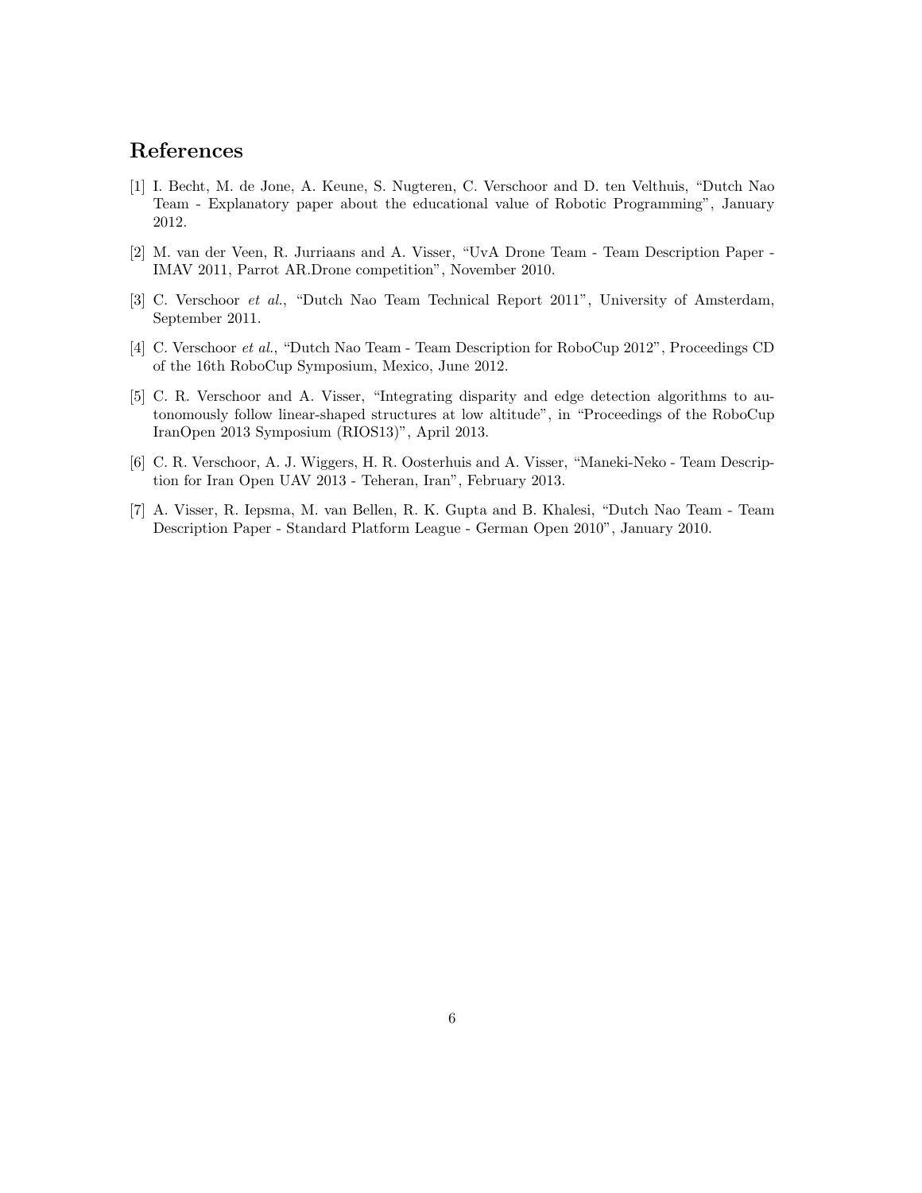## References

[1] I. Becht, M. de Jone, A. Keune, S. Nugteren, C. Verschoor and D. ten Velthuis, "Dutch Nao Team - Explanatory paper about the educational value of Robotic Programming", January 2012.

[2] M. van der Veen, R. Jurriaans and A. Visser, "UvA Drone Team - Team Description Paper - IMAV 2011, Parrot AR.Drone competition", November 2010.

[3] C. Verschoor *et al.*, "Dutch Nao Team Technical Report 2011", University of Amsterdam, September 2011.

[4] C. Verschoor *et al.*, "Dutch Nao Team - Team Description for RoboCup 2012", Proceedings CD of the 16th RoboCup Symposium, Mexico, June 2012.

[5] C. R. Verschoor and A. Visser, "Integrating disparity and edge detection algorithms to autonomously follow linear-shaped structures at low altitude", in "Proceedings of the RoboCup IranOpen 2013 Symposium (RIOS13)", April 2013.

[6] C. R. Verschoor, A. J. Wiggers, H. R. Oosterhuis and A. Visser, "Maneki-Neko - Team Description for Iran Open UAV 2013 - Teheran, Iran", February 2013.

[7] A. Visser, R. Iepsma, M. van Bellen, R. K. Gupta and B. Khalesi, "Dutch Nao Team - Team Description Paper - Standard Platform League - German Open 2010", January 2010.